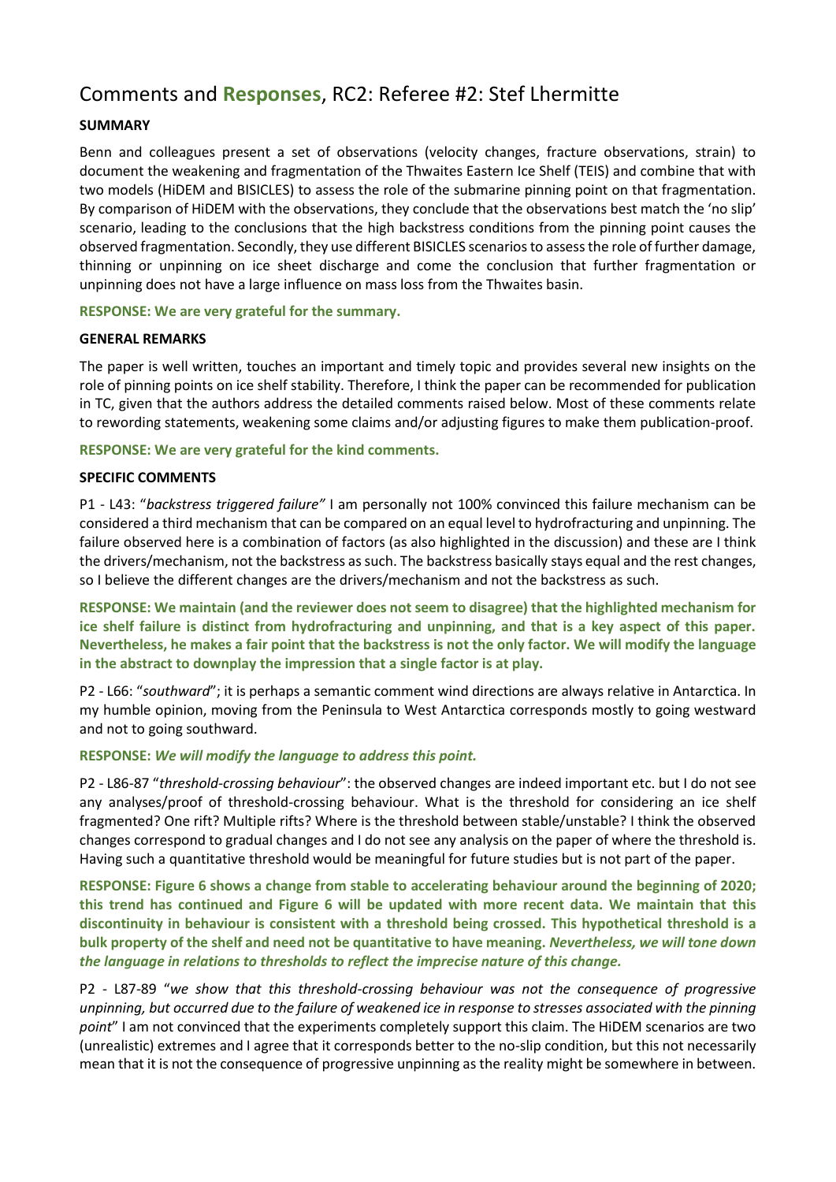# Comments and **Responses**, RC2: Referee #2: Stef Lhermitte

**SUMMARY**

Benn and colleagues present a set of observations (velocity changes, fracture observations, strain) to document the weakening and fragmentation of the Thwaites Eastern Ice Shelf (TEIS) and combine that with two models (HiDEM and BISICLES) to assess the role of the submarine pinning point on that fragmentation. By comparison of HiDEM with the observations, they conclude that the observations best match the 'no slip' scenario, leading to the conclusions that the high backstress conditions from the pinning point causes the observed fragmentation. Secondly, they use different BISICLES scenarios to assess the role of further damage, thinning or unpinning on ice sheet discharge and come the conclusion that further fragmentation or unpinning does not have a large influence on mass loss from the Thwaites basin.

**RESPONSE: We are very grateful for the summary.**

**GENERAL REMARKS**

The paper is well written, touches an important and timely topic and provides several new insights on the role of pinning points on ice shelf stability. Therefore, I think the paper can be recommended for publication in TC, given that the authors address the detailed comments raised below. Most of these comments relate to rewording statements, weakening some claims and/or adjusting figures to make them publication-proof.

**RESPONSE: We are very grateful for the kind comments.**

**SPECIFIC COMMENTS**

P1 - L43: "*backstress triggered failure"* I am personally not 100% convinced this failure mechanism can be considered a third mechanism that can be compared on an equal level to hydrofracturing and unpinning. The failure observed here is a combination of factors (as also highlighted in the discussion) and these are I think the drivers/mechanism, not the backstress as such. The backstress basically stays equal and the rest changes, so I believe the different changes are the drivers/mechanism and not the backstress as such.

**RESPONSE: We maintain (and the reviewer does not seem to disagree) that the highlighted mechanism for ice shelf failure is distinct from hydrofracturing and unpinning, and that is a key aspect of this paper. Nevertheless, he makes a fair point that the backstress is not the only factor. We will modify the language in the abstract to downplay the impression that a single factor is at play.**

P2 - L66: "*southward*"; it is perhaps a semantic comment wind directions are always relative in Antarctica. In my humble opinion, moving from the Peninsula to West Antarctica corresponds mostly to going westward and not to going southward.

**RESPONSE: *We will modify the language to address this point.***

P2 - L86-87 "*threshold-crossing behaviour*": the observed changes are indeed important etc. but I do not see any analyses/proof of threshold-crossing behaviour. What is the threshold for considering an ice shelf fragmented? One rift? Multiple rifts? Where is the threshold between stable/unstable? I think the observed changes correspond to gradual changes and I do not see any analysis on the paper of where the threshold is. Having such a quantitative threshold would be meaningful for future studies but is not part of the paper.

**RESPONSE: Figure 6 shows a change from stable to accelerating behaviour around the beginning of 2020; this trend has continued and Figure 6 will be updated with more recent data. We maintain that this discontinuity in behaviour is consistent with a threshold being crossed. This hypothetical threshold is a bulk property of the shelf and need not be quantitative to have meaning. *Nevertheless, we will tone down the language in relations to thresholds to reflect the imprecise nature of this change.***

P2 - L87-89 "*we show that this threshold-crossing behaviour was not the consequence of progressive unpinning, but occurred due to the failure of weakened ice in response to stresses associated with the pinning point*" I am not convinced that the experiments completely support this claim. The HiDEM scenarios are two (unrealistic) extremes and I agree that it corresponds better to the no-slip condition, but this not necessarily mean that it is not the consequence of progressive unpinning as the reality might be somewhere in between.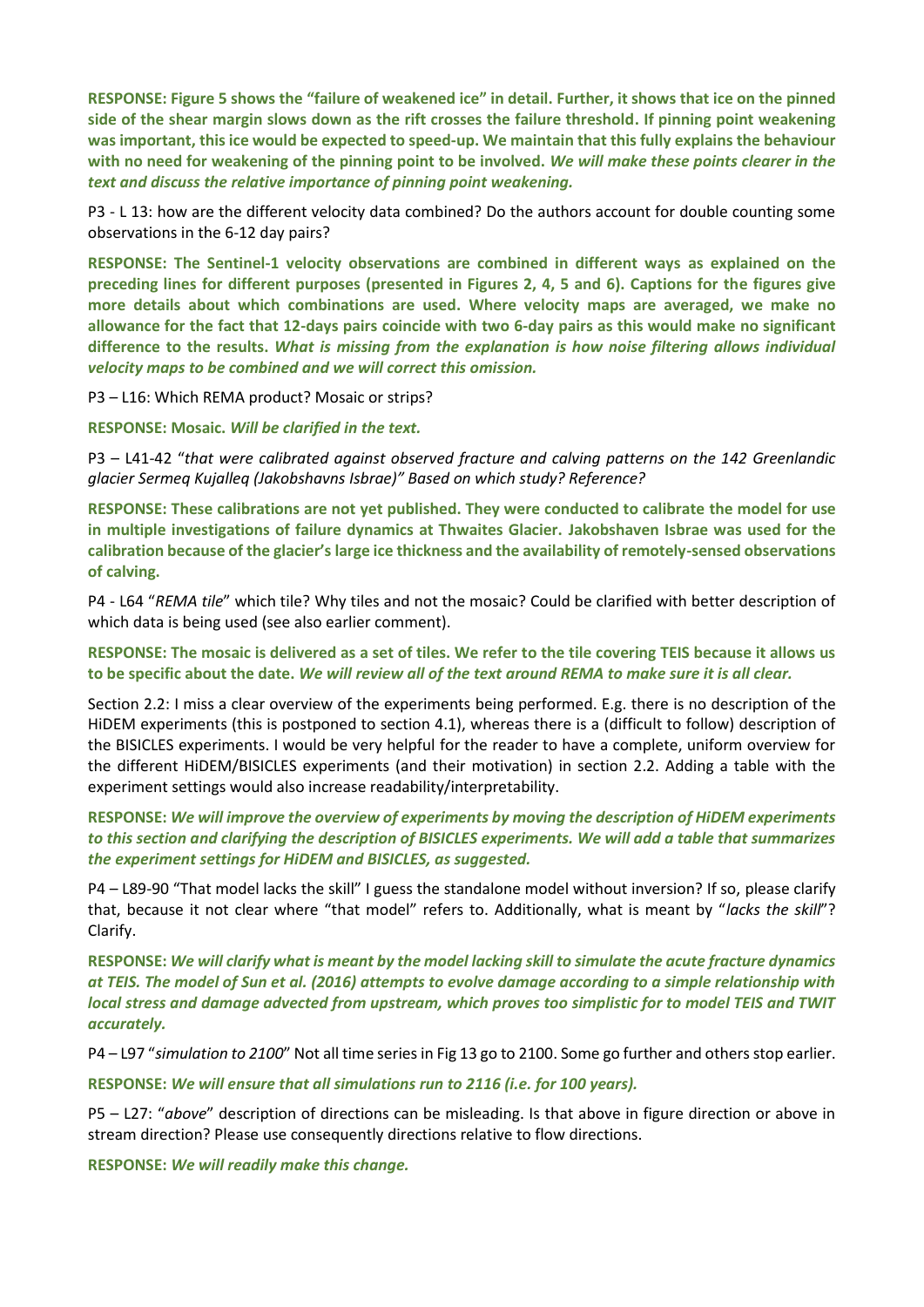**RESPONSE: Figure 5 shows the "failure of weakened ice" in detail. Further, it shows that ice on the pinned side of the shear margin slows down as the rift crosses the failure threshold. If pinning point weakening was important, this ice would be expected to speed-up. We maintain that this fully explains the behaviour with no need for weakening of the pinning point to be involved. *We will make these points clearer in the text and discuss the relative importance of pinning point weakening.***

P3 - L 13: how are the different velocity data combined? Do the authors account for double counting some observations in the 6-12 day pairs?

**RESPONSE: The Sentinel-1 velocity observations are combined in different ways as explained on the preceding lines for different purposes (presented in Figures 2, 4, 5 and 6). Captions for the figures give more details about which combinations are used. Where velocity maps are averaged, we make no allowance for the fact that 12-days pairs coincide with two 6-day pairs as this would make no significant difference to the results. *What is missing from the explanation is how noise filtering allows individual velocity maps to be combined and we will correct this omission.***

P3 – L16: Which REMA product? Mosaic or strips?

**RESPONSE: Mosaic. *Will be clarified in the text.***

P3 – L41-42 "*that were calibrated against observed fracture and calving patterns on the 142 Greenlandic glacier Sermeq Kujalleq (Jakobshavns Isbrae)" Based on which study? Reference?*

**RESPONSE: These calibrations are not yet published. They were conducted to calibrate the model for use in multiple investigations of failure dynamics at Thwaites Glacier. Jakobshaven Isbrae was used for the calibration because of the glacier's large ice thickness and the availability of remotely-sensed observations of calving.**

P4 - L64 "*REMA tile*" which tile? Why tiles and not the mosaic? Could be clarified with better description of which data is being used (see also earlier comment).

**RESPONSE: The mosaic is delivered as a set of tiles. We refer to the tile covering TEIS because it allows us to be specific about the date. *We will review all of the text around REMA to make sure it is all clear.***

Section 2.2: I miss a clear overview of the experiments being performed. E.g. there is no description of the HiDEM experiments (this is postponed to section 4.1), whereas there is a (difficult to follow) description of the BISICLES experiments. I would be very helpful for the reader to have a complete, uniform overview for the different HiDEM/BISICLES experiments (and their motivation) in section 2.2. Adding a table with the experiment settings would also increase readability/interpretability.

**RESPONSE: *We will improve the overview of experiments by moving the description of HiDEM experiments to this section and clarifying the description of BISICLES experiments. We will add a table that summarizes the experiment settings for HiDEM and BISICLES, as suggested.***

P4 – L89-90 "That model lacks the skill" I guess the standalone model without inversion? If so, please clarify that, because it not clear where "that model" refers to. Additionally, what is meant by "*lacks the skill*"? Clarify.

**RESPONSE: *We will clarify what is meant by the model lacking skill to simulate the acute fracture dynamics at TEIS. The model of Sun et al. (2016) attempts to evolve damage according to a simple relationship with local stress and damage advected from upstream, which proves too simplistic for to model TEIS and TWIT accurately.***

P4 – L97 "*simulation to 2100*" Not all time series in Fig 13 go to 2100. Some go further and others stop earlier.

**RESPONSE: *We will ensure that all simulations run to 2116 (i.e. for 100 years).***

P5 – L27: "*above*" description of directions can be misleading. Is that above in figure direction or above in stream direction? Please use consequently directions relative to flow directions.

**RESPONSE: *We will readily make this change.***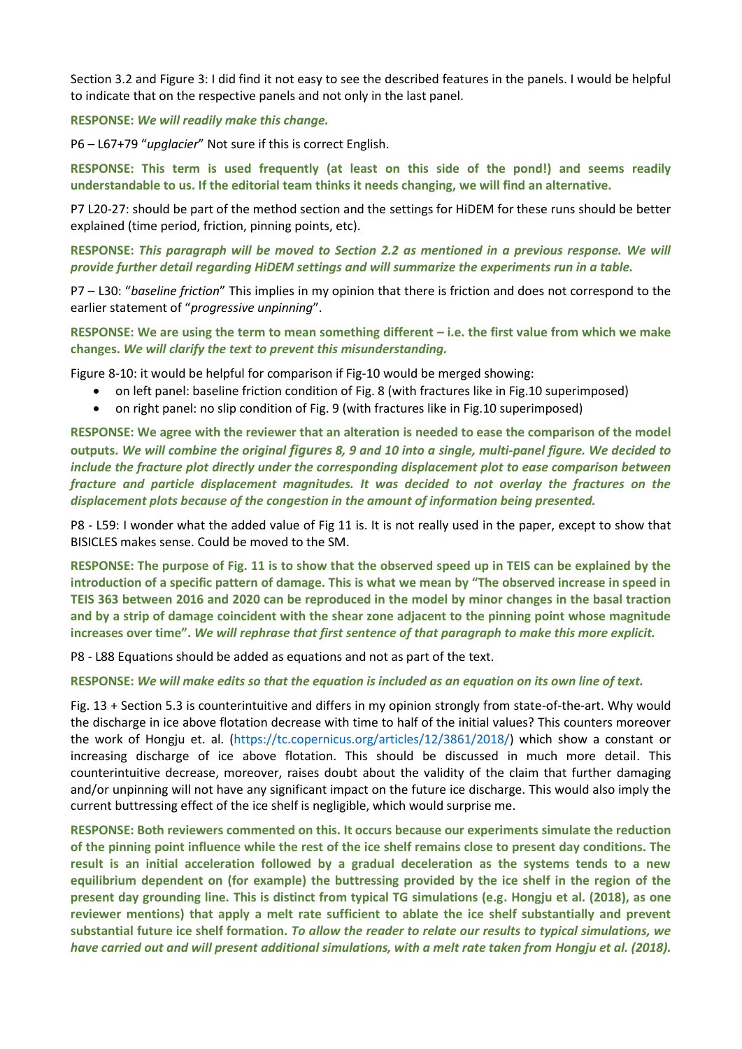Section 3.2 and Figure 3: I did find it not easy to see the described features in the panels. I would be helpful to indicate that on the respective panels and not only in the last panel.

**RESPONSE:** ***We will readily make this change.***

P6 – L67+79 "*upglacier*" Not sure if this is correct English.

**RESPONSE: This term is used frequently (at least on this side of the pond!) and seems readily understandable to us. If the editorial team thinks it needs changing, we will find an alternative.**

P7 L20-27: should be part of the method section and the settings for HiDEM for these runs should be better explained (time period, friction, pinning points, etc).

**RESPONSE:** ***This paragraph will be moved to Section 2.2 as mentioned in a previous response. We will provide further detail regarding HiDEM settings and will summarize the experiments run in a table.***

P7 – L30: "*baseline friction*" This implies in my opinion that there is friction and does not correspond to the earlier statement of "*progressive unpinning*".

**RESPONSE: We are using the term to mean something different – i.e. the first value from which we make changes.** ***We will clarify the text to prevent this misunderstanding.***

Figure 8-10: it would be helpful for comparison if Fig-10 would be merged showing:

- on left panel: baseline friction condition of Fig. 8 (with fractures like in Fig.10 superimposed)
- on right panel: no slip condition of Fig. 9 (with fractures like in Fig.10 superimposed)

**RESPONSE: We agree with the reviewer that an alteration is needed to ease the comparison of the model outputs.** ***We will combine the original figures 8, 9 and 10 into a single, multi-panel figure. We decided to include the fracture plot directly under the corresponding displacement plot to ease comparison between fracture and particle displacement magnitudes. It was decided to not overlay the fractures on the displacement plots because of the congestion in the amount of information being presented.***

P8 - L59: I wonder what the added value of Fig 11 is. It is not really used in the paper, except to show that BISICLES makes sense. Could be moved to the SM.

**RESPONSE: The purpose of Fig. 11 is to show that the observed speed up in TEIS can be explained by the introduction of a specific pattern of damage. This is what we mean by "The observed increase in speed in TEIS 363 between 2016 and 2020 can be reproduced in the model by minor changes in the basal traction and by a strip of damage coincident with the shear zone adjacent to the pinning point whose magnitude increases over time".** ***We will rephrase that first sentence of that paragraph to make this more explicit.***

P8 - L88 Equations should be added as equations and not as part of the text.

**RESPONSE:** ***We will make edits so that the equation is included as an equation on its own line of text.***

Fig. 13 + Section 5.3 is counterintuitive and differs in my opinion strongly from state-of-the-art. Why would the discharge in ice above flotation decrease with time to half of the initial values? This counters moreover the work of Hongju et. al. (https://tc.copernicus.org/articles/12/3861/2018/) which show a constant or increasing discharge of ice above flotation. This should be discussed in much more detail. This counterintuitive decrease, moreover, raises doubt about the validity of the claim that further damaging and/or unpinning will not have any significant impact on the future ice discharge. This would also imply the current buttressing effect of the ice shelf is negligible, which would surprise me.

**RESPONSE: Both reviewers commented on this. It occurs because our experiments simulate the reduction of the pinning point influence while the rest of the ice shelf remains close to present day conditions. The result is an initial acceleration followed by a gradual deceleration as the systems tends to a new equilibrium dependent on (for example) the buttressing provided by the ice shelf in the region of the present day grounding line. This is distinct from typical TG simulations (e.g. Hongju et al. (2018), as one reviewer mentions) that apply a melt rate sufficient to ablate the ice shelf substantially and prevent substantial future ice shelf formation.** ***To allow the reader to relate our results to typical simulations, we have carried out and will present additional simulations, with a melt rate taken from Hongju et al. (2018).***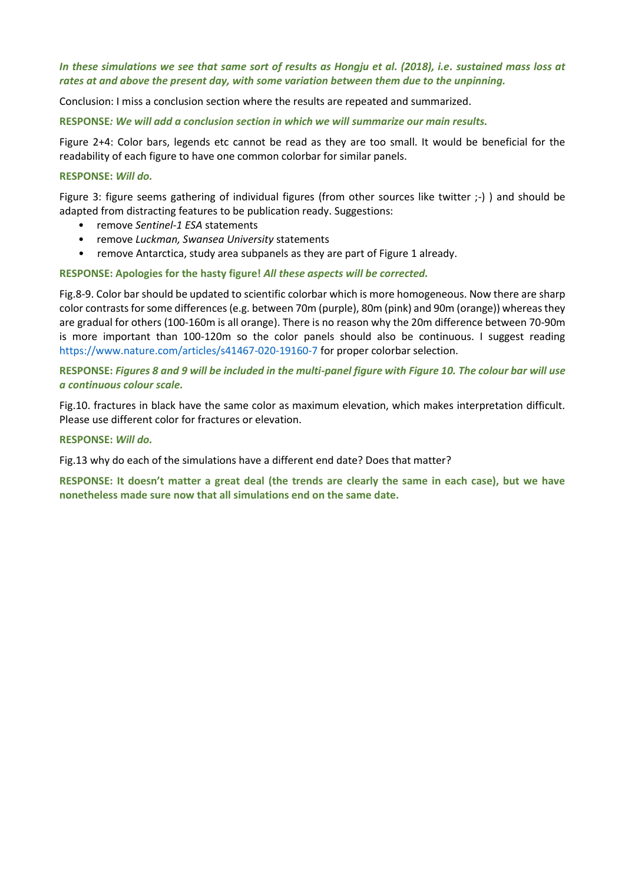***In these simulations we see that same sort of results as Hongju et al. (2018), i.e. sustained mass loss at rates at and above the present day, with some variation between them due to the unpinning.***

Conclusion: I miss a conclusion section where the results are repeated and summarized.

**RESPONSE*: We will add a conclusion section in which we will summarize our main results.***

Figure 2+4: Color bars, legends etc cannot be read as they are too small. It would be beneficial for the readability of each figure to have one common colorbar for similar panels.

**RESPONSE: *Will do.***

Figure 3: figure seems gathering of individual figures (from other sources like twitter ;-) ) and should be adapted from distracting features to be publication ready. Suggestions:

- remove *Sentinel-1 ESA* statements
- remove *Luckman, Swansea University* statements
- remove Antarctica, study area subpanels as they are part of Figure 1 already.

**RESPONSE: Apologies for the hasty figure! *All these aspects will be corrected.***

Fig.8-9. Color bar should be updated to scientific colorbar which is more homogeneous. Now there are sharp color contrasts for some differences (e.g. between 70m (purple), 80m (pink) and 90m (orange)) whereas they are gradual for others (100-160m is all orange). There is no reason why the 20m difference between 70-90m is more important than 100-120m so the color panels should also be continuous. I suggest reading https://www.nature.com/articles/s41467-020-19160-7 for proper colorbar selection.

**RESPONSE: *Figures 8 and 9 will be included in the multi-panel figure with Figure 10. The colour bar will use a continuous colour scale.***

Fig.10. fractures in black have the same color as maximum elevation, which makes interpretation difficult. Please use different color for fractures or elevation.

**RESPONSE: *Will do.***

Fig.13 why do each of the simulations have a different end date? Does that matter?

**RESPONSE: It doesn't matter a great deal (the trends are clearly the same in each case), but we have nonetheless made sure now that all simulations end on the same date.**